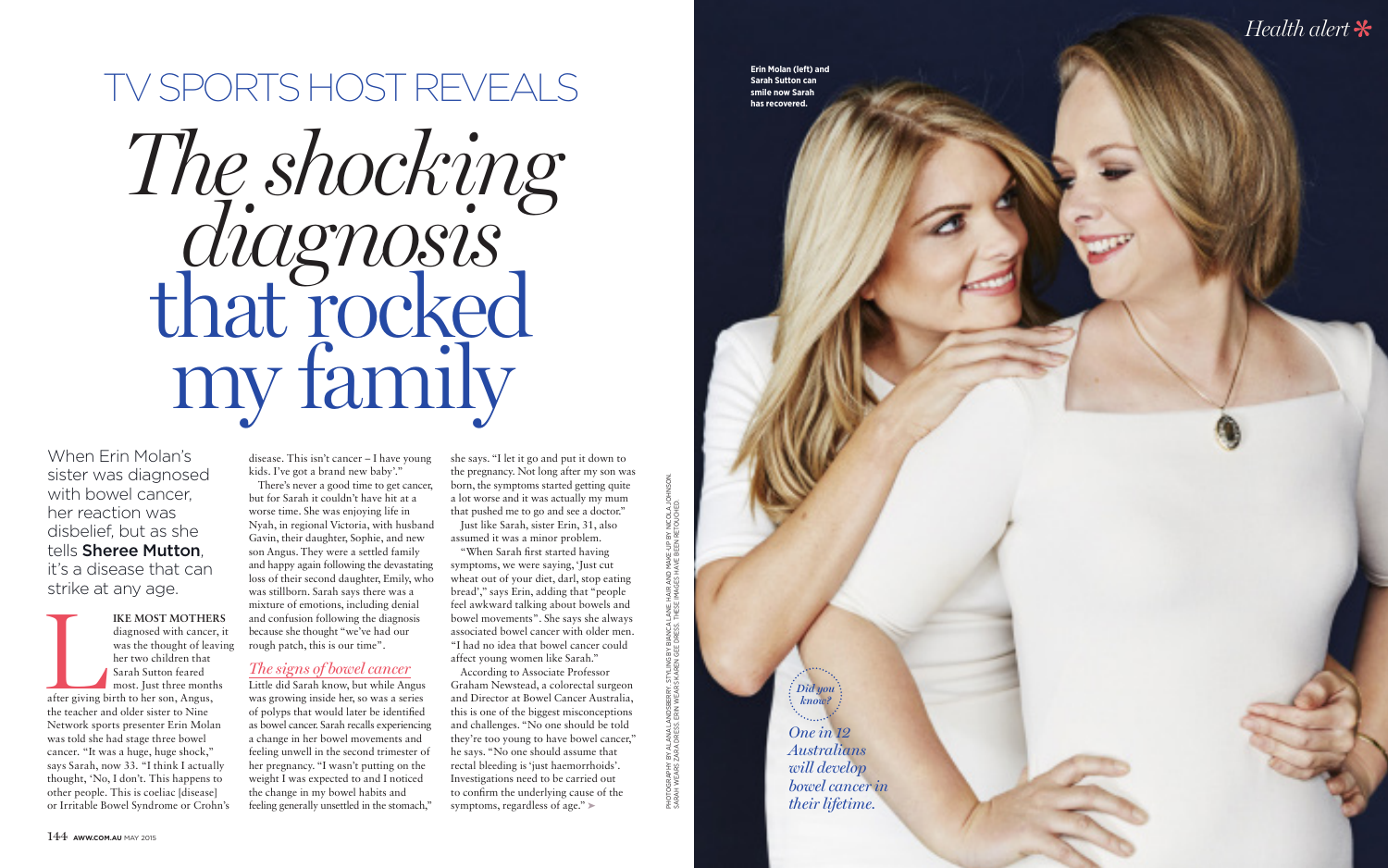# TV SPORTS HOST REVEALS

# *The shocking diagnosis* that rocked my family

When Erin Molan's sister was diagnosed with bowel cancer, her reaction was disbelief, but as she tells **Sheree Mutton**, it's a disease that can strike at any age.

**LIKE MOST MOTHERS** diagnosed with cancer, it was the thought of leaving her two children that Sarah Sutton feared most. Just three months after giving birth to her son, Angus, the teacher and older sister to Nine Network sports presenter Erin Molan was told she had stage three bowel cancer. "It was a huge, huge shock," says Sarah, now 33. "I think I actually thought, 'No, I don't. This happens to other people. This is coeliac [disease] or Irritable Bowel Syndrome or Crohn's disease. This isn't cancer – I have young kids. I've got a brand new baby'."

There's never a good time to get cancer, but for Sarah it couldn't have hit at a worse time. She was enjoying life in Nyah, in regional Victoria, with husband Gavin, their daughter, Sophie, and new son Angus. They were a settled family and happy again following the devastating loss of their second daughter, Emily, who was stillborn. Sarah says there was a mixture of emotions, including denial and confusion following the diagnosis because she thought "we've had our rough patch, this is our time".

## *The signs of bowel cancer*

Little did Sarah know, but while Angus was growing inside her, so was a series of polyps that would later be identified as bowel cancer. Sarah recalls experiencing a change in her bowel movements and feeling unwell in the second trimester of her pregnancy. "I wasn't putting on the weight I was expected to and I noticed the change in my bowel habits and feeling generally unsettled in the stomach," she says. "I let it go and put it down to the pregnancy. Not long after my son was born, the symptoms started getting quite a lot worse and it was actually my mum that pushed me to go and see a doctor."

Just like Sarah, sister Erin, 31, also assumed it was a minor problem.

"When Sarah first started having symptoms, we were saying, 'Just cut wheat out of your diet, darl, stop eating bread'," says Erin, adding that "people feel awkward talking about bowels and bowel movements". She says she always associated bowel cancer with older men. "I had no idea that bowel cancer could affect young women like Sarah."

According to Associate Professor Graham Newstead, a colorectal surgeon and Director at Bowel Cancer Australia, this is one of the biggest misconceptions and challenges. "No one should be told they're too young to have bowel cancer," he says. "No one should assume that rectal bleeding is 'just haemorrhoids'. Investigations need to be carried out to confirm the underlying cause of the symptoms, regardless of age." ➤

**Erin Molan (left) and Sarah Sutton can smile now Sarah has recovered.**

*Did you know?*

*One in 12 Australians will develop bowel cancer in their lifetime.*

PHOTOGRAPHY BY ALANA LANDSBERRY. STYLING BY BIANCA LANE. HAIR AND MAKE-UP BY NICOLA JOHNSON. SARAH WEARS ZARA DRESS. ERIN WEARS KAREN GEE DRESS. THESE IMAGES HAVE BEEN RETOUCHED.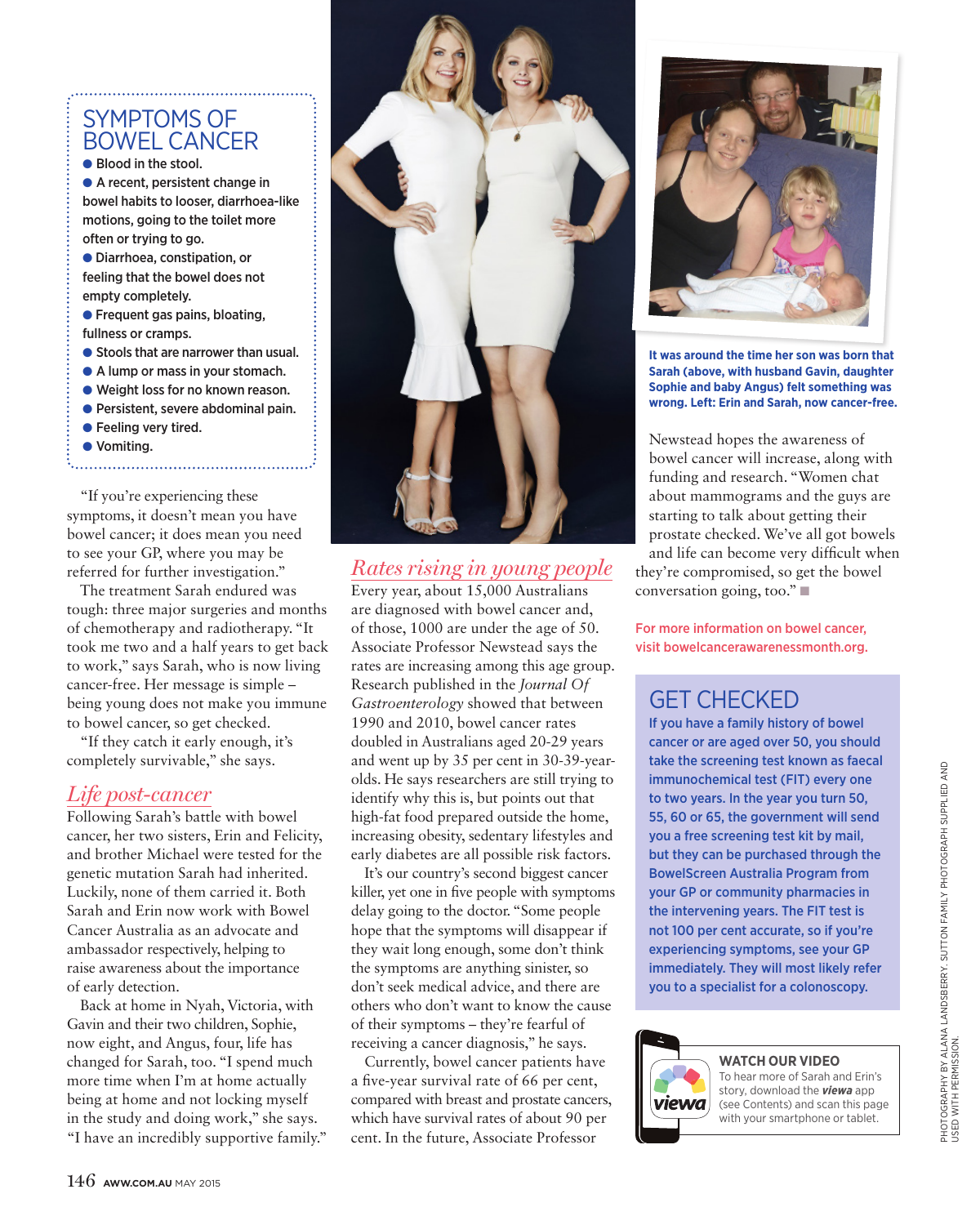## SYMPTOMS OF BOWEL CANCER

- Blood in the stool.
- A recent, persistent change in bowel habits to looser, diarrhoea-like motions, going to the toilet more often or trying to go.
- Diarrhoea, constipation, or feeling that the bowel does not empty completely.
- Frequent gas pains, bloating, fullness or cramps.
- Stools that are narrower than usual.
- A lump or mass in your stomach.
- Weight loss for no known reason.
- Persistent, severe abdominal pain.
- Feeling very tired.
- Vomiting.

"If you're experiencing these symptoms, it doesn't mean you have bowel cancer; it does mean you need to see your GP, where you may be referred for further investigation."

The treatment Sarah endured was tough: three major surgeries and months of chemotherapy and radiotherapy. "It took me two and a half years to get back to work," says Sarah, who is now living cancer-free. Her message is simple – being young does not make you immune to bowel cancer, so get checked.

"If they catch it early enough, it's completely survivable," she says.

## *Life post-cancer*

Following Sarah's battle with bowel cancer, her two sisters, Erin and Felicity, and brother Michael were tested for the genetic mutation Sarah had inherited. Luckily, none of them carried it. Both Sarah and Erin now work with Bowel Cancer Australia as an advocate and ambassador respectively, helping to raise awareness about the importance of early detection.

Back at home in Nyah, Victoria, with Gavin and their two children, Sophie, now eight, and Angus, four, life has changed for Sarah, too. "I spend much more time when I'm at home actually being at home and not locking myself in the study and doing work," she says. "I have an incredibly supportive family."

## *Rates rising in young people*

Every year, about 15,000 Australians are diagnosed with bowel cancer and, of those, 1000 are under the age of 50. Associate Professor Newstead says the rates are increasing among this age group. Research published in the *Journal Of Gastroenterology* showed that between 1990 and 2010, bowel cancer rates doubled in Australians aged 20-29 years and went up by 35 per cent in 30-39-year-olds. He says researchers are still trying to identify why this is, but points out that high-fat food prepared outside the home, increasing obesity, sedentary lifestyles and early diabetes are all possible risk factors.

It's our country's second biggest cancer killer, yet one in five people with symptoms delay going to the doctor. "Some people hope that the symptoms will disappear if they wait long enough, some don't think the symptoms are anything sinister, so don't seek medical advice, and there are others who don't want to know the cause of their symptoms – they're fearful of receiving a cancer diagnosis," he says.

Currently, bowel cancer patients have a five-year survival rate of 66 per cent, compared with breast and prostate cancers, which have survival rates of about 90 per cent. In the future, Associate Professor Newstead hopes the awareness of bowel cancer will increase, along with funding and research. "Women chat about mammograms and the guys are starting to talk about getting their prostate checked. We've all got bowels and life can become very difficult when they're compromised, so get the bowel conversation going, too." ■

**It was around the time her son was born that Sarah (above, with husband Gavin, daughter Sophie and baby Angus) felt something was wrong. Left: Erin and Sarah, now cancer-free.**

For more information on bowel cancer, visit bowelcancerawarenessmonth.org.

## GET CHECKED

**If you have a family history of bowel cancer or are aged over 50, you should take the screening test known as faecal immunochemical test (FIT) every one to two years. In the year you turn 50, 55, 60 or 65, the government will send you a free screening test kit by mail, but they can be purchased through the BowelScreen Australia Program from your GP or community pharmacies in the intervening years. The FIT test is not 100 per cent accurate, so if you're experiencing symptoms, see your GP immediately. They will most likely refer you to a specialist for a colonoscopy.**

**WATCH OUR VIDEO**

To hear more of Sarah and Erin's story, download the ***viewa*** app (see Contents) and scan this page with your smartphone or tablet.

PHOTOGRAPHY BY ALANA LANDSBERRY. SUTTON FAMILY PHOTOGRAPH SUPPLIED AND USED WITH PERMISSION.